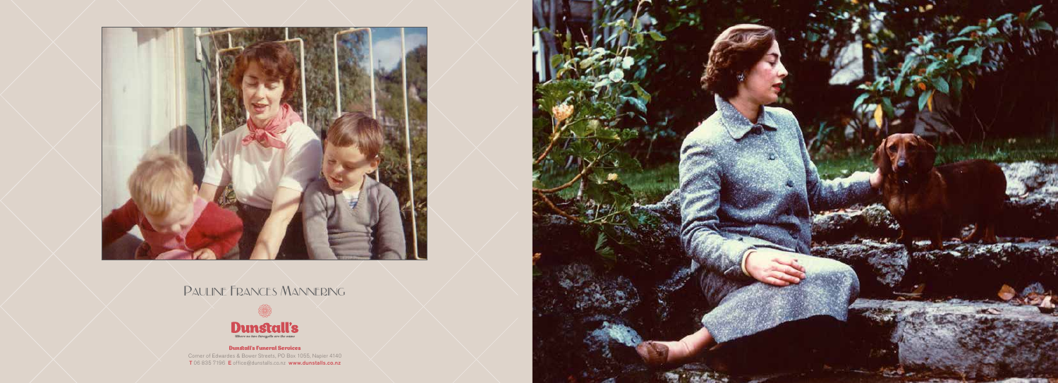# Pauline Frances Mannering

**Dunstall's**

*Where no two farewells are the same*

**Dunstall's Funeral Services**

Corner of Edwardes & Bower Streets, PO Box 1055, Napier 4140

**T** 06 835 7196 **E** office@dunstalls.co.nz **www.dunstalls.co.nz**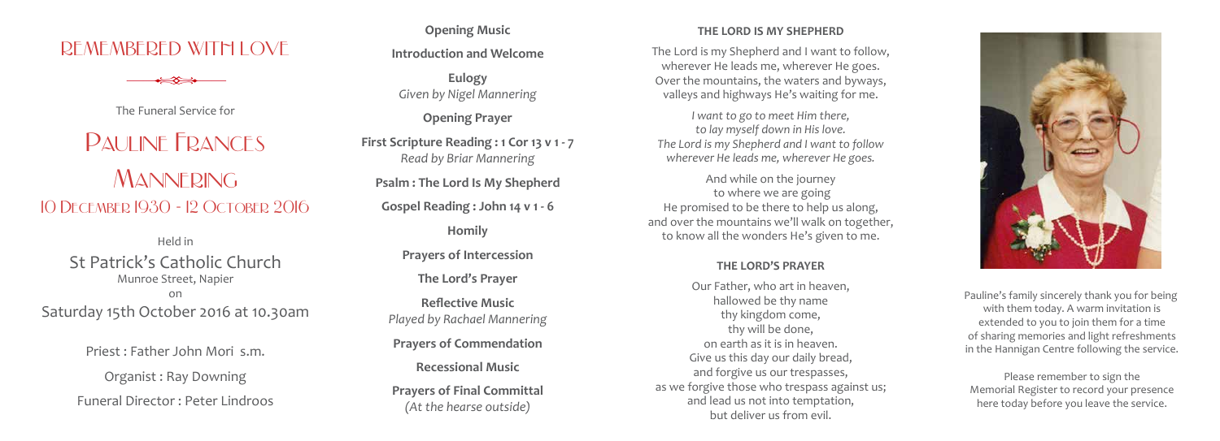# Remembered with Love

The Funeral Service for

# Pauline Frances Mannering

## 10 December 1930 - 12 October 2016

Held in

St Patrick's Catholic Church
Munroe Street, Napier
on
Saturday 15th October 2016 at 10.30am

Priest : Father John Mori s.m.

Organist : Ray Downing

Funeral Director : Peter Lindroos

**Opening Music**

**Introduction and Welcome**

**Eulogy**
*Given by Nigel Mannering*

**Opening Prayer**

**First Scripture Reading : 1 Cor 13 v 1 - 7**
*Read by Briar Mannering*

**Psalm : The Lord Is My Shepherd**

**Gospel Reading : John 14 v 1 - 6**

**Homily**

**Prayers of Intercession**

**The Lord's Prayer**

**Reflective Music**
*Played by Rachael Mannering*

**Prayers of Commendation**

**Recessional Music**

**Prayers of Final Committal**
*(At the hearse outside)*

### THE LORD IS MY SHEPHERD

The Lord is my Shepherd and I want to follow,
wherever He leads me, wherever He goes.
Over the mountains, the waters and byways,
valleys and highways He's waiting for me.

*I want to go to meet Him there,*
*to lay myself down in His love.*
*The Lord is my Shepherd and I want to follow*
*wherever He leads me, wherever He goes.*

And while on the journey
to where we are going
He promised to be there to help us along,
and over the mountains we'll walk on together,
to know all the wonders He's given to me.

### THE LORD'S PRAYER

Our Father, who art in heaven,
hallowed be thy name
thy kingdom come,
thy will be done,
on earth as it is in heaven.
Give us this day our daily bread,
and forgive us our trespasses,
as we forgive those who trespass against us;
and lead us not into temptation,
but deliver us from evil.

Pauline's family sincerely thank you for being with them today. A warm invitation is extended to you to join them for a time of sharing memories and light refreshments in the Hannigan Centre following the service.

Please remember to sign the Memorial Register to record your presence here today before you leave the service.